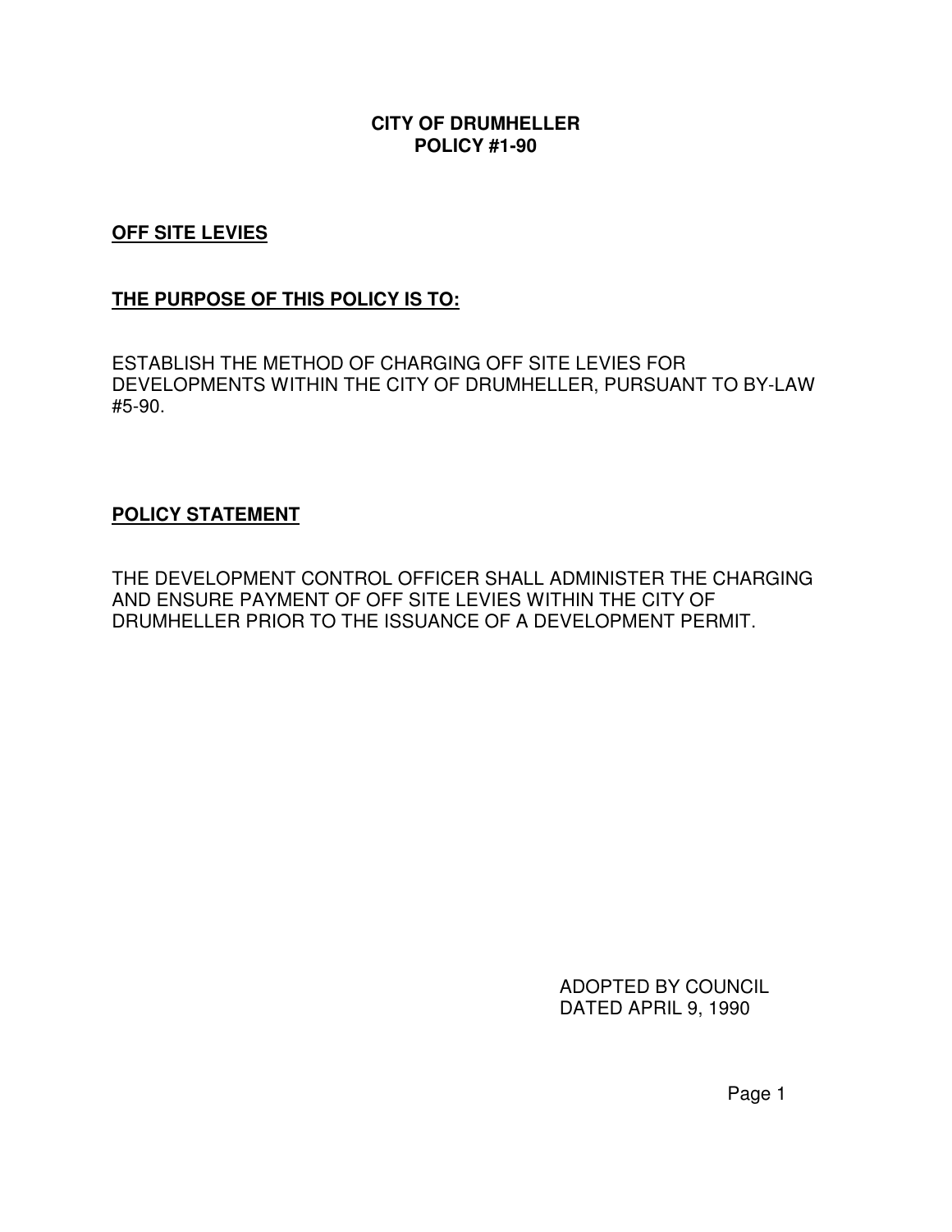# CITY OF DRUMHELLER
# POLICY #1-90

**OFF SITE LEVIES**

**THE PURPOSE OF THIS POLICY IS TO:**

ESTABLISH THE METHOD OF CHARGING OFF SITE LEVIES FOR DEVELOPMENTS WITHIN THE CITY OF DRUMHELLER, PURSUANT TO BY-LAW #5-90.

**POLICY STATEMENT**

THE DEVELOPMENT CONTROL OFFICER SHALL ADMINISTER THE CHARGING AND ENSURE PAYMENT OF OFF SITE LEVIES WITHIN THE CITY OF DRUMHELLER PRIOR TO THE ISSUANCE OF A DEVELOPMENT PERMIT.

ADOPTED BY COUNCIL
DATED APRIL 9, 1990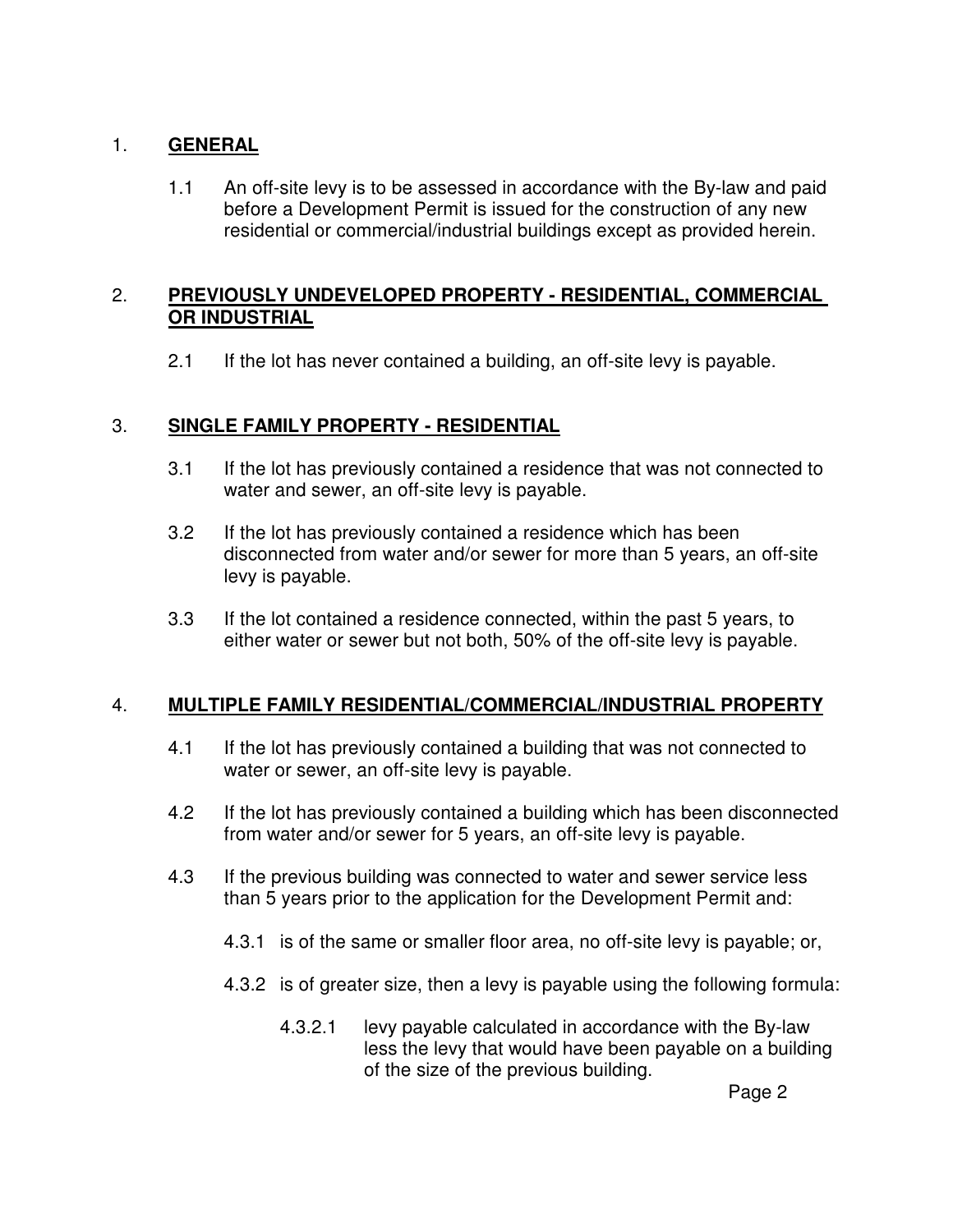## 1. **GENERAL**

1.1 An off-site levy is to be assessed in accordance with the By-law and paid before a Development Permit is issued for the construction of any new residential or commercial/industrial buildings except as provided herein.

## 2. **PREVIOUSLY UNDEVELOPED PROPERTY - RESIDENTIAL, COMMERCIAL OR INDUSTRIAL**

2.1 If the lot has never contained a building, an off-site levy is payable.

## 3. **SINGLE FAMILY PROPERTY - RESIDENTIAL**

3.1 If the lot has previously contained a residence that was not connected to water and sewer, an off-site levy is payable.

3.2 If the lot has previously contained a residence which has been disconnected from water and/or sewer for more than 5 years, an off-site levy is payable.

3.3 If the lot contained a residence connected, within the past 5 years, to either water or sewer but not both, 50% of the off-site levy is payable.

## 4. **MULTIPLE FAMILY RESIDENTIAL/COMMERCIAL/INDUSTRIAL PROPERTY**

4.1 If the lot has previously contained a building that was not connected to water or sewer, an off-site levy is payable.

4.2 If the lot has previously contained a building which has been disconnected from water and/or sewer for 5 years, an off-site levy is payable.

4.3 If the previous building was connected to water and sewer service less than 5 years prior to the application for the Development Permit and:

4.3.1 is of the same or smaller floor area, no off-site levy is payable; or,

4.3.2 is of greater size, then a levy is payable using the following formula:

4.3.2.1 levy payable calculated in accordance with the By-law less the levy that would have been payable on a building of the size of the previous building.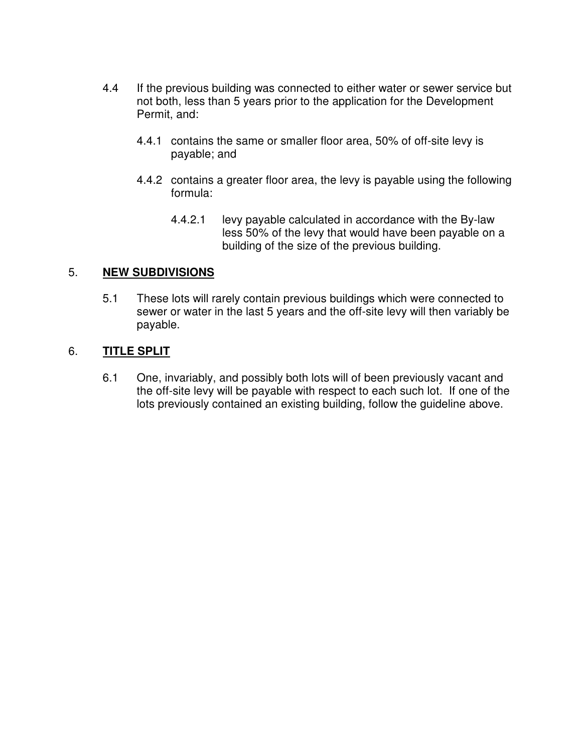4.4 If the previous building was connected to either water or sewer service but not both, less than 5 years prior to the application for the Development Permit, and:

4.4.1 contains the same or smaller floor area, 50% of off-site levy is payable; and

4.4.2 contains a greater floor area, the levy is payable using the following formula:

4.4.2.1 levy payable calculated in accordance with the By-law less 50% of the levy that would have been payable on a building of the size of the previous building.

## 5. **NEW SUBDIVISIONS**

5.1 These lots will rarely contain previous buildings which were connected to sewer or water in the last 5 years and the off-site levy will then variably be payable.

## 6. **TITLE SPLIT**

6.1 One, invariably, and possibly both lots will of been previously vacant and the off-site levy will be payable with respect to each such lot. If one of the lots previously contained an existing building, follow the guideline above.